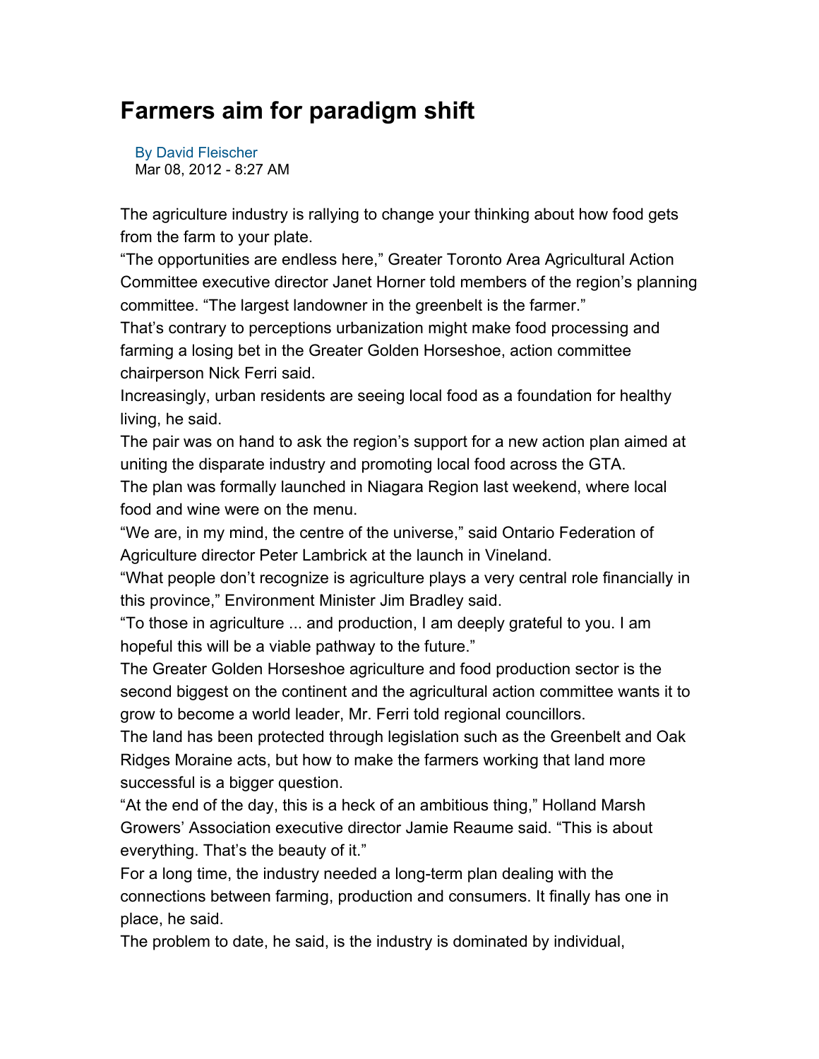# Farmers aim for paradigm shift

By David Fleischer
Mar 08, 2012 - 8:27 AM

The agriculture industry is rallying to change your thinking about how food gets from the farm to your plate.

"The opportunities are endless here," Greater Toronto Area Agricultural Action Committee executive director Janet Horner told members of the region's planning committee. "The largest landowner in the greenbelt is the farmer."

That's contrary to perceptions urbanization might make food processing and farming a losing bet in the Greater Golden Horseshoe, action committee chairperson Nick Ferri said.

Increasingly, urban residents are seeing local food as a foundation for healthy living, he said.

The pair was on hand to ask the region's support for a new action plan aimed at uniting the disparate industry and promoting local food across the GTA.

The plan was formally launched in Niagara Region last weekend, where local food and wine were on the menu.

"We are, in my mind, the centre of the universe," said Ontario Federation of Agriculture director Peter Lambrick at the launch in Vineland.

"What people don't recognize is agriculture plays a very central role financially in this province," Environment Minister Jim Bradley said.

"To those in agriculture ... and production, I am deeply grateful to you. I am hopeful this will be a viable pathway to the future."

The Greater Golden Horseshoe agriculture and food production sector is the second biggest on the continent and the agricultural action committee wants it to grow to become a world leader, Mr. Ferri told regional councillors.

The land has been protected through legislation such as the Greenbelt and Oak Ridges Moraine acts, but how to make the farmers working that land more successful is a bigger question.

"At the end of the day, this is a heck of an ambitious thing," Holland Marsh Growers' Association executive director Jamie Reaume said. "This is about everything. That's the beauty of it."

For a long time, the industry needed a long-term plan dealing with the connections between farming, production and consumers. It finally has one in place, he said.

The problem to date, he said, is the industry is dominated by individual,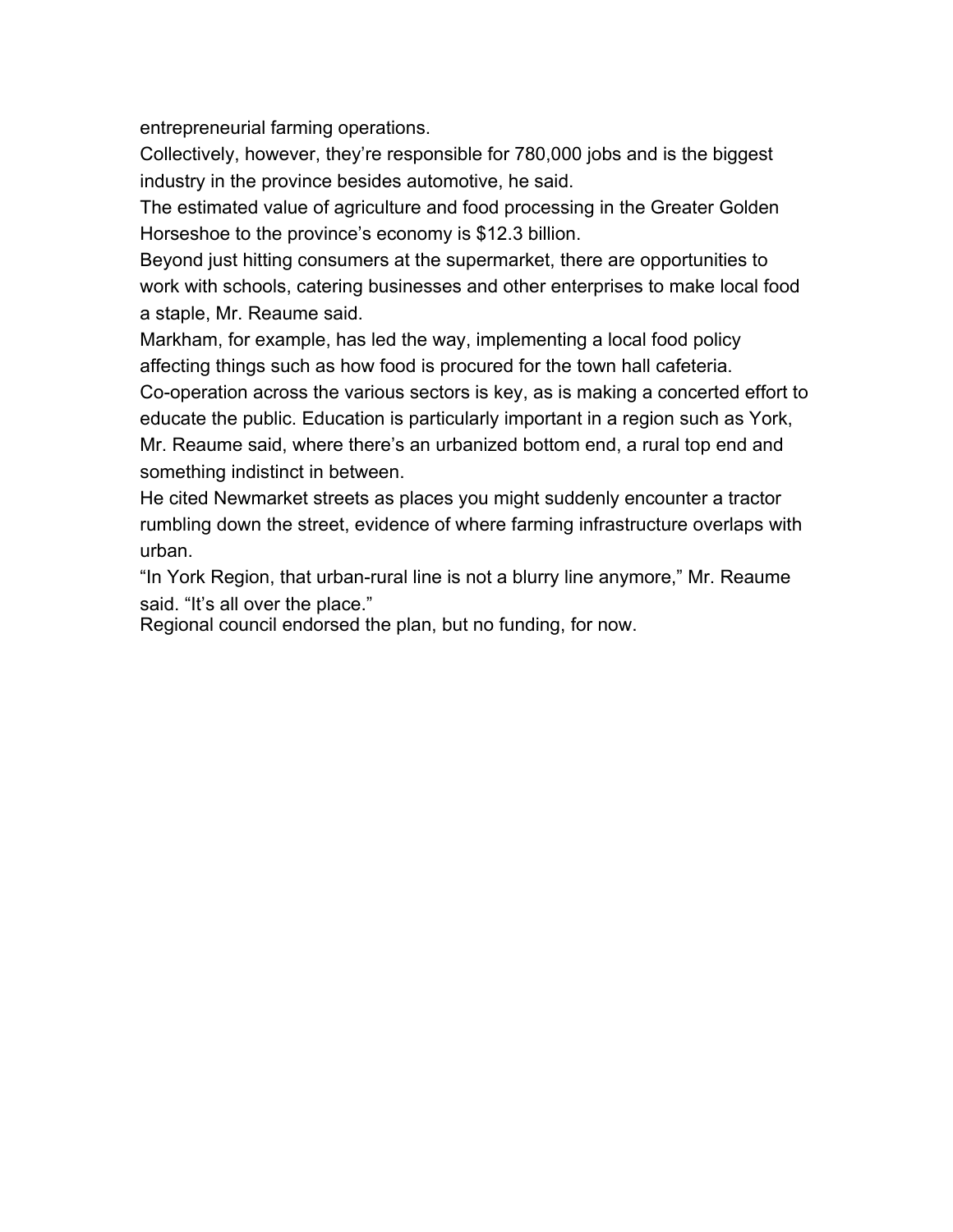entrepreneurial farming operations.

Collectively, however, they're responsible for 780,000 jobs and is the biggest industry in the province besides automotive, he said.

The estimated value of agriculture and food processing in the Greater Golden Horseshoe to the province's economy is $12.3 billion.

Beyond just hitting consumers at the supermarket, there are opportunities to work with schools, catering businesses and other enterprises to make local food a staple, Mr. Reaume said.

Markham, for example, has led the way, implementing a local food policy affecting things such as how food is procured for the town hall cafeteria.

Co-operation across the various sectors is key, as is making a concerted effort to educate the public. Education is particularly important in a region such as York, Mr. Reaume said, where there's an urbanized bottom end, a rural top end and something indistinct in between.

He cited Newmarket streets as places you might suddenly encounter a tractor rumbling down the street, evidence of where farming infrastructure overlaps with urban.

"In York Region, that urban-rural line is not a blurry line anymore," Mr. Reaume said. "It's all over the place."

Regional council endorsed the plan, but no funding, for now.